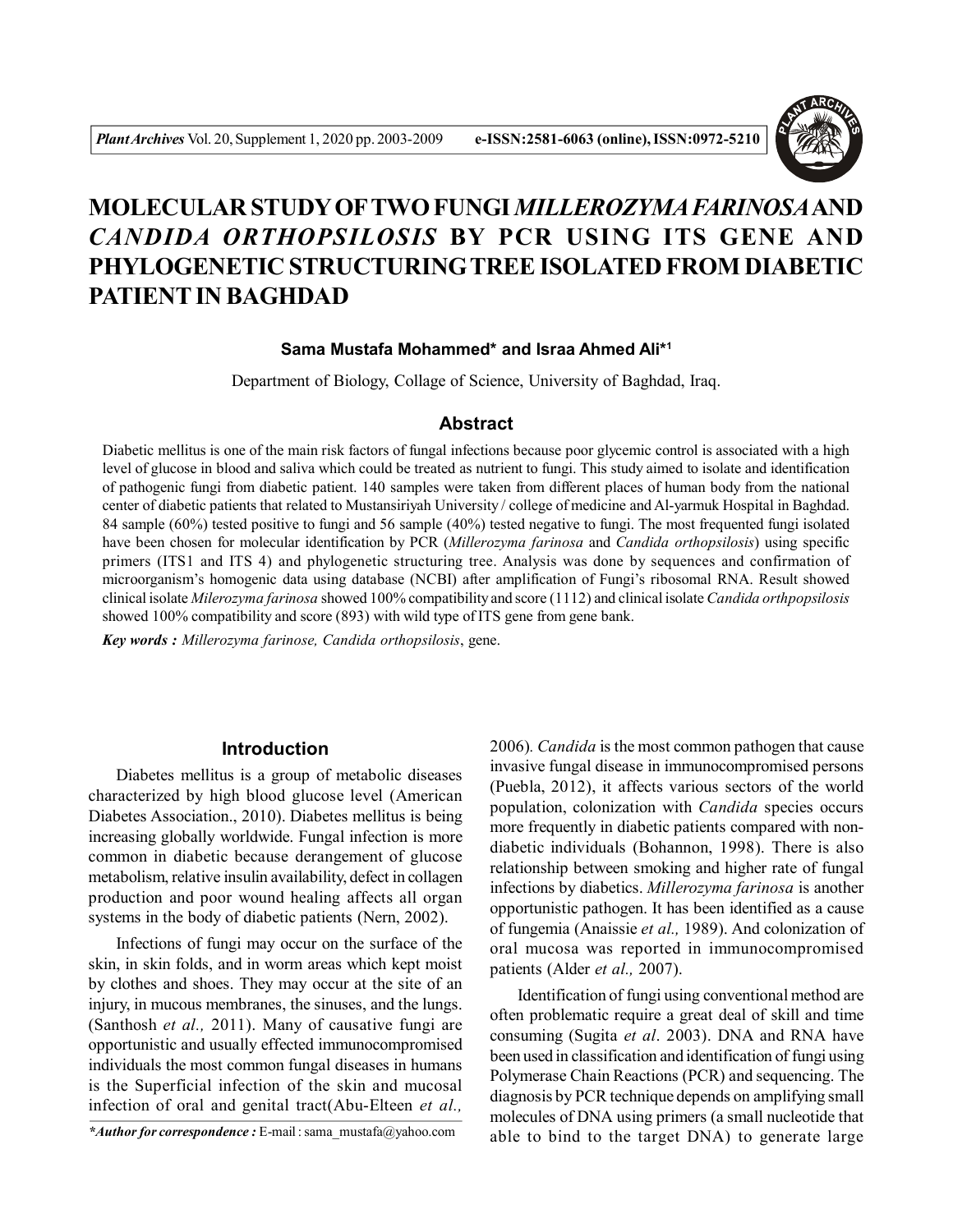# MOLECULAR STUDY OF TWO FUNGI *MILLEROZYMA FARINOSA* AND *CANDIDA ORTHOPSILOSIS* BY PCR USING ITS GENE AND PHYLOGENETIC STRUCTURING TREE ISOLATED FROM DIABETIC PATIENT IN BAGHDAD

**Sama Mustafa Mohammed\* and Israa Ahmed Ali\*[1]**

Department of Biology, Collage of Science, University of Baghdad, Iraq.

## Abstract

Diabetic mellitus is one of the main risk factors of fungal infections because poor glycemic control is associated with a high level of glucose in blood and saliva which could be treated as nutrient to fungi. This study aimed to isolate and identification of pathogenic fungi from diabetic patient. 140 samples were taken from different places of human body from the national center of diabetic patients that related to Mustansiriyah University / college of medicine and Al-yarmuk Hospital in Baghdad. 84 sample (60%) tested positive to fungi and 56 sample (40%) tested negative to fungi. The most frequented fungi isolated have been chosen for molecular identification by PCR (*Millerozyma farinosa* and *Candida orthopsilosis*) using specific primers (ITS1 and ITS 4) and phylogenetic structuring tree. Analysis was done by sequences and confirmation of microorganism's homogenic data using database (NCBI) after amplification of Fungi's ribosomal RNA. Result showed clinical isolate *Milerozyma farinosa* showed 100% compatibility and score (1112) and clinical isolate *Candida orthpopsilosis* showed 100% compatibility and score (893) with wild type of ITS gene from gene bank.

***Key words :*** *Millerozyma farinose, Candida orthopsilosis*, gene.

## Introduction

Diabetes mellitus is a group of metabolic diseases characterized by high blood glucose level (American Diabetes Association., 2010). Diabetes mellitus is being increasing globally worldwide. Fungal infection is more common in diabetic because derangement of glucose metabolism, relative insulin availability, defect in collagen production and poor wound healing affects all organ systems in the body of diabetic patients (Nern, 2002).

Infections of fungi may occur on the surface of the skin, in skin folds, and in worm areas which kept moist by clothes and shoes. They may occur at the site of an injury, in mucous membranes, the sinuses, and the lungs. (Santhosh *et al.,* 2011). Many of causative fungi are opportunistic and usually effected immunocompromised individuals the most common fungal diseases in humans is the Superficial infection of the skin and mucosal infection of oral and genital tract(Abu-Elteen *et al.,* 2006). *Candida* is the most common pathogen that cause invasive fungal disease in immunocompromised persons (Puebla, 2012), it affects various sectors of the world population, colonization with *Candida* species occurs more frequently in diabetic patients compared with non-diabetic individuals (Bohannon, 1998). There is also relationship between smoking and higher rate of fungal infections by diabetics. *Millerozyma farinosa* is another opportunistic pathogen. It has been identified as a cause of fungemia (Anaissie *et al.,* 1989). And colonization of oral mucosa was reported in immunocompromised patients (Alder *et al.,* 2007).

Identification of fungi using conventional method are often problematic require a great deal of skill and time consuming (Sugita *et al*. 2003). DNA and RNA have been used in classification and identification of fungi using Polymerase Chain Reactions (PCR) and sequencing. The diagnosis by PCR technique depends on amplifying small molecules of DNA using primers (a small nucleotide that able to bind to the target DNA) to generate large

***\*Author for correspondence :*** E-mail : sama_mustafa@yahoo.com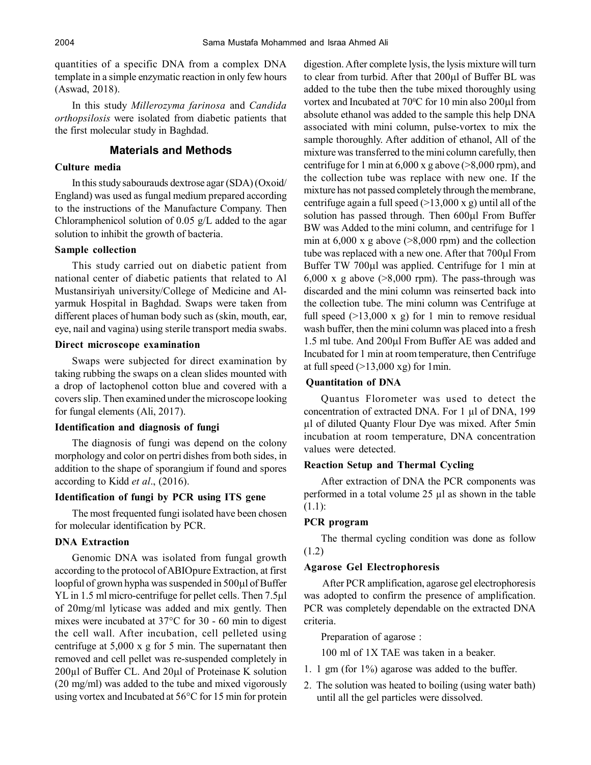quantities of a specific DNA from a complex DNA template in a simple enzymatic reaction in only few hours (Aswad, 2018).

In this study *Millerozyma farinosa* and *Candida orthopsilosis* were isolated from diabetic patients that the first molecular study in Baghdad.

## Materials and Methods

### Culture media

In this study sabourauds dextrose agar (SDA) (Oxoid/ England) was used as fungal medium prepared according to the instructions of the Manufacture Company. Then Chloramphenicol solution of 0.05 g/L added to the agar solution to inhibit the growth of bacteria.

### Sample collection

This study carried out on diabetic patient from national center of diabetic patients that related to Al Mustansiriyah university/College of Medicine and Al-yarmuk Hospital in Baghdad. Swaps were taken from different places of human body such as (skin, mouth, ear, eye, nail and vagina) using sterile transport media swabs.

### Direct microscope examination

Swaps were subjected for direct examination by taking rubbing the swaps on a clean slides mounted with a drop of lactophenol cotton blue and covered with a covers slip. Then examined under the microscope looking for fungal elements (Ali, 2017).

### Identification and diagnosis of fungi

The diagnosis of fungi was depend on the colony morphology and color on pertri dishes from both sides, in addition to the shape of sporangium if found and spores according to Kidd *et al*., (2016).

### Identification of fungi by PCR using ITS gene

The most frequented fungi isolated have been chosen for molecular identification by PCR.

### DNA Extraction

Genomic DNA was isolated from fungal growth according to the protocol of ABIOpure Extraction, at first loopful of grown hypha was suspended in 500µl of Buffer YL in 1.5 ml micro-centrifuge for pellet cells. Then 7.5µl of 20mg/ml lyticase was added and mix gently. Then mixes were incubated at 37°C for 30 - 60 min to digest the cell wall. After incubation, cell pelleted using centrifuge at 5,000 x g for 5 min. The supernatant then removed and cell pellet was re-suspended completely in 200µl of Buffer CL. And 20µl of Proteinase K solution (20 mg/ml) was added to the tube and mixed vigorously using vortex and Incubated at 56°C for 15 min for protein digestion. After complete lysis, the lysis mixture will turn to clear from turbid. After that 200µl of Buffer BL was added to the tube then the tube mixed thoroughly using vortex and Incubated at 70$^0$C for 10 min also 200µl from absolute ethanol was added to the sample this help DNA associated with mini column, pulse-vortex to mix the sample thoroughly. After addition of ethanol, All of the mixture was transferred to the mini column carefully, then centrifuge for 1 min at 6,000 x g above (>8,000 rpm), and the collection tube was replace with new one. If the mixture has not passed completely through the membrane, centrifuge again a full speed (>13,000 x g) until all of the solution has passed through. Then 600µl From Buffer BW was Added to the mini column, and centrifuge for 1 min at 6,000 x g above (>8,000 rpm) and the collection tube was replaced with a new one. After that 700µl From Buffer TW 700µl was applied. Centrifuge for 1 min at 6,000 x g above (>8,000 rpm). The pass-through was discarded and the mini column was reinserted back into the collection tube. The mini column was Centrifuge at full speed (>13,000 x g) for 1 min to remove residual wash buffer, then the mini column was placed into a fresh 1.5 ml tube. And 200µl From Buffer AE was added and Incubated for 1 min at room temperature, then Centrifuge at full speed (>13,000 xg) for 1min.

### Quantitation of DNA

Quantus Florometer was used to detect the concentration of extracted DNA. For 1 µl of DNA, 199 µl of diluted Quanty Flour Dye was mixed. After 5min incubation at room temperature, DNA concentration values were detected.

### Reaction Setup and Thermal Cycling

After extraction of DNA the PCR components was performed in a total volume 25 µl as shown in the table (1.1):

### PCR program

The thermal cycling condition was done as follow (1.2)

### Agarose Gel Electrophoresis

After PCR amplification, agarose gel electrophoresis was adopted to confirm the presence of amplification. PCR was completely dependable on the extracted DNA criteria.

Preparation of agarose :

100 ml of 1X TAE was taken in a beaker.

1. 1 gm (for 1%) agarose was added to the buffer.
2. The solution was heated to boiling (using water bath) until all the gel particles were dissolved.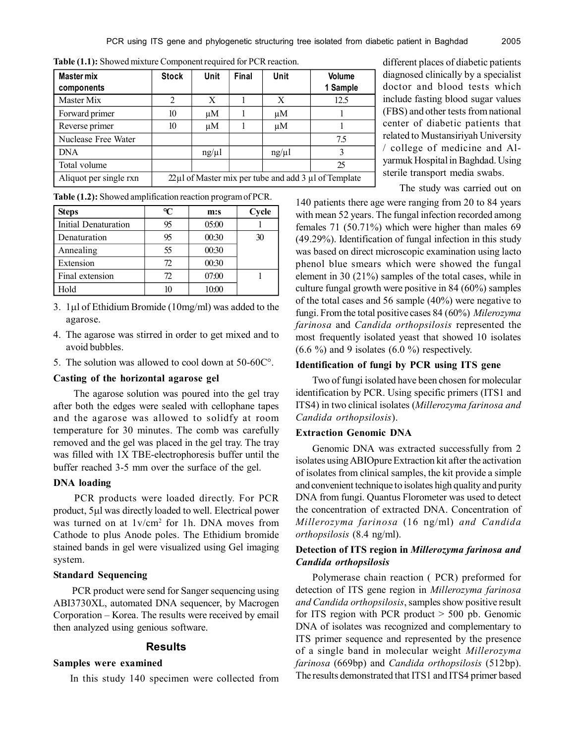**Table (1.1):** Showed mixture Component required for PCR reaction.

| Master mix components | Stock | Unit | Final | Unit | Volume 1 Sample |
|---|---|---|---|---|---|
| Master Mix | 2 | X | 1 | X | 12.5 |
| Forward primer | 10 | μM | 1 | μM | 1 |
| Reverse primer | 10 | μM | 1 | μM | 1 |
| Nuclease Free Water | | | | | 7.5 |
| DNA | | ng/μl | | ng/μl | 3 |
| Total volume | | | | | 25 |
| Aliquot per single rxn | 22μl of Master mix per tube and add 3 μl of Template | | | | |

**Table (1.2):** Showed amplification reaction program of PCR.

| Steps | ℃ | m:s | Cycle |
|---|---|---|---|
| Initial Denaturation | 95 | 05:00 | 1 |
| Denaturation | 95 | 00:30 | 30 |
| Annealing | 55 | 00:30 | |
| Extension | 72 | 00:30 | |
| Final extension | 72 | 07:00 | 1 |
| Hold | 10 | 10:00 | |

3. 1μl of Ethidium Bromide (10mg/ml) was added to the agarose.
4. The agarose was stirred in order to get mixed and to avoid bubbles.
5. The solution was allowed to cool down at 50-60C°.

### Casting of the horizontal agarose gel

The agarose solution was poured into the gel tray after both the edges were sealed with cellophane tapes and the agarose was allowed to solidfy at room temperature for 30 minutes. The comb was carefully removed and the gel was placed in the gel tray. The tray was filled with 1X TBE-electrophoresis buffer until the buffer reached 3-5 mm over the surface of the gel.

### DNA loading

PCR products were loaded directly. For PCR product, 5μl was directly loaded to well. Electrical power was turned on at $1v/cm^2$ for 1h. DNA moves from Cathode to plus Anode poles. The Ethidium bromide stained bands in gel were visualized using Gel imaging system.

### Standard Sequencing

PCR product were send for Sanger sequencing using ABI3730XL, automated DNA sequencer, by Macrogen Corporation – Korea. The results were received by email then analyzed using genious software.

## Results

### Samples were examined

In this study 140 specimen were collected from different places of diabetic patients diagnosed clinically by a specialist doctor and blood tests which include fasting blood sugar values (FBS) and other tests from national center of diabetic patients that related to Mustansiriyah University / college of medicine and Al-yarmuk Hospital in Baghdad. Using sterile transport media swabs.

The study was carried out on 140 patients there age were ranging from 20 to 84 years with mean 52 years. The fungal infection recorded among females 71 (50.71%) which were higher than males 69 (49.29%). Identification of fungal infection in this study was based on direct microscopic examination using lacto phenol blue smears which were showed the fungal element in 30 (21%) samples of the total cases, while in culture fungal growth were positive in 84 (60%) samples of the total cases and 56 sample (40%) were negative to fungi. From the total positive cases 84 (60%) *Milerozyma farinosa* and *Candida orthopsilosis* represented the most frequently isolated yeast that showed 10 isolates (6.6 %) and 9 isolates (6.0 %) respectively.

### Identification of fungi by PCR using ITS gene

Two of fungi isolated have been chosen for molecular identification by PCR. Using specific primers (ITS1 and ITS4) in two clinical isolates (*Millerozyma farinosa and Candida orthopsilosis*).

### Extraction Genomic DNA

Genomic DNA was extracted successfully from 2 isolates using ABIOpure Extraction kit after the activation of isolates from clinical samples, the kit provide a simple and convenient technique to isolates high quality and purity DNA from fungi. Quantus Florometer was used to detect the concentration of extracted DNA. Concentration of *Millerozyma farinosa* (16 ng/ml) *and Candida orthopsilosis* (8.4 ng/ml).

### Detection of ITS region in *Millerozyma farinosa and Candida orthopsilosis*

Polymerase chain reaction ( PCR) preformed for detection of ITS gene region in *Millerozyma farinosa and Candida orthopsilosis*, samples show positive result for ITS region with PCR product > 500 pb. Genomic DNA of isolates was recognized and complementary to ITS primer sequence and represented by the presence of a single band in molecular weight *Millerozyma farinosa* (669bp) and *Candida orthopsilosis* (512bp). The results demonstrated that ITS1 and ITS4 primer based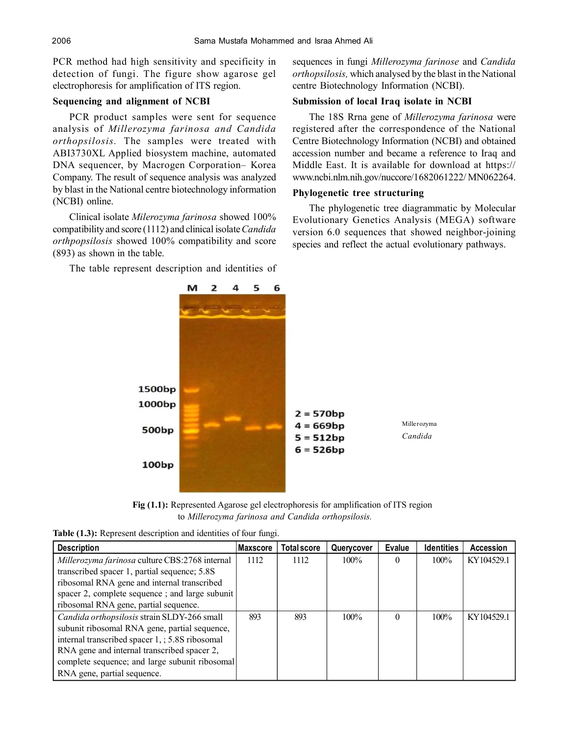PCR method had high sensitivity and specificity in detection of fungi. The figure show agarose gel electrophoresis for amplification of ITS region.

### Sequencing and alignment of NCBI

PCR product samples were sent for sequence analysis of *Millerozyma farinosa and Candida orthopsilosis.* The samples were treated with ABI3730XL Applied biosystem machine, automated DNA sequencer, by Macrogen Corporation– Korea Company. The result of sequence analysis was analyzed by blast in the National centre biotechnology information (NCBI) online.

Clinical isolate *Milerozyma farinosa* showed 100% compatibility and score (1112) and clinical isolate *Candida orthpopsilosis* showed 100% compatibility and score (893) as shown in the table.

The table represent description and identities of sequences in fungi *Millerozyma farinose* and *Candida orthopsilosis,* which analysed by the blast in the National centre Biotechnology Information (NCBI).

### Submission of local Iraq isolate in NCBI

The 18S Rrna gene of *Millerozyma farinosa* were registered after the correspondence of the National Centre Biotechnology Information (NCBI) and obtained accession number and became a reference to Iraq and Middle East. It is available for download at https://www.ncbi.nlm.nih.gov/nuccore/1682061222/ MN062264.

### Phylogenetic tree structuring

The phylogenetic tree diagrammatic by Molecular Evolutionary Genetics Analysis (MEGA) software version 6.0 sequences that showed neighbor-joining species and reflect the actual evolutionary pathways.

M 2 4 5 6

1500bp
1000bp
500bp
100bp

2 = 570bp
4 = 669bp
5 = 512bp
6 = 526bp

Millerozyma
*Candida*

**Fig (1.1):** Represented Agarose gel electrophoresis for amplification of ITS region to *Millerozyma farinosa and Candida orthopsilosis.*

**Table (1.3):** Represent description and identities of four fungi.

| Description | Maxscore | Total score | Querycover | Evalue | Identities | Accession |
|---|---|---|---|---|---|---|
| *Millerozyma farinosa* culture CBS:2768 internal transcribed spacer 1, partial sequence; 5.8S ribosomal RNA gene and internal transcribed spacer 2, complete sequence ; and large subunit ribosomal RNA gene, partial sequence. | 1112 | 1112 | 100% | 0 | 100% | KY104529.1 |
| *Candida orthopsilosis* strain SLDY-266 small subunit ribosomal RNA gene, partial sequence, internal transcribed spacer 1, ; 5.8S ribosomal RNA gene and internal transcribed spacer 2, complete sequence; and large subunit ribosomal RNA gene, partial sequence. | 893 | 893 | 100% | 0 | 100% | KY104529.1 |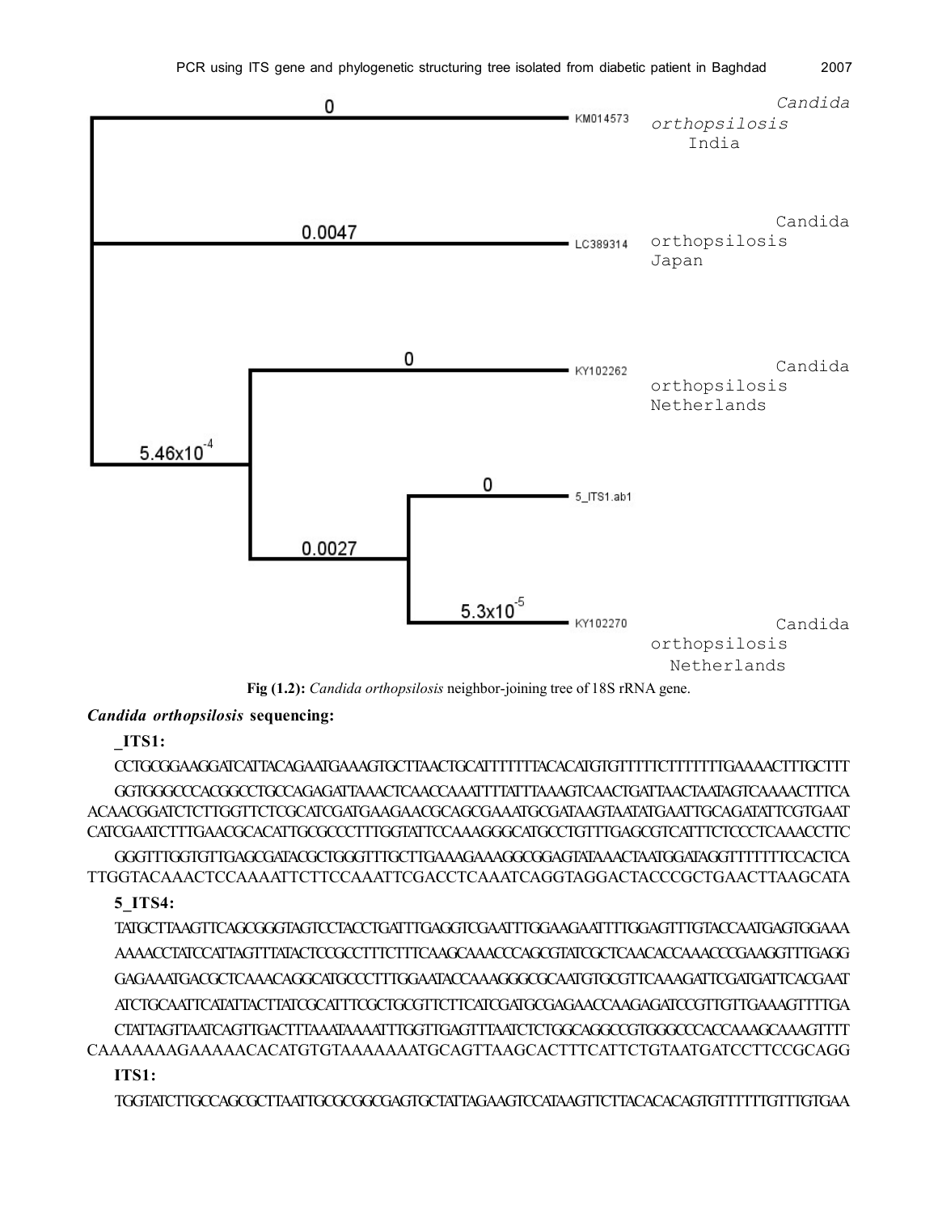| Branch length | Accession | Species / origin |
|---|---|---|
| 0 | KM014573 | *Candida orthopsilosis* India |
| 0.0047 | LC389314 | Candida orthopsilosis Japan |
| 0 | KY102262 | Candida orthopsilosis Netherlands |
| 0 | 5_ITS1.ab1 | |
| $5.3x10^{-5}$ | KY102270 | Candida orthopsilosis Netherlands |

Internal branch lengths: $5.46x10^{-4}$; 0.0027

**Fig (1.2):** *Candida orthopsilosis* neighbor-joining tree of 18S rRNA gene.

***Candida orthopsilosis* sequencing:**

**_ITS1:**

CCTGCGGAAGGATCATTACAGAATGAAAGTGCTTAACTGCATTTTTTTACACATGTGTTTTTCTTTTTTTGAAAACTTTGCTTT

GGTGGGCCCACGGCCTGCCAGAGATTAAACTCAACCAAATTTTATTTAAAGTCAACTGATTAACTAATAGTCAAAACTTTCA ACAACGGATCTCTTGGTTCTCGCATCGATGAAGAACGCAGCGAAATGCGATAAGTAATATGAATTGCAGATATTCGTGAAT CATCGAATCTTTGAACGCACATTGCGCCCTTTGGTATTCCAAAGGGCATGCCTGTTTGAGCGTCATTTCTCCCTCAAACCTTC

GGGTTTGGTGTTGAGCGATACGCTGGGTTTGCTTGAAAGAAAGGCGGAGTATAAACTAATGGATAGGTTTTTTCCACTCA TTGGTACAAACTCCAAAATTCTTCCAAATTCGACCTCAAATCAGGTAGGACTACCCGCTGAACTTAAGCATA

**5_ITS4:**

TATGCTTAAGTTCAGCGGGTAGTCCTACCTGATTTGAGGTCGAATTTGGAAGAATTTTGGAGTTTGTACCAATGAGTGGAAA

AAAACCTATCCATTAGTTTATACTCCGCCTTTCTTTCAAGCAAACCCAGCGTATCGCTCAACACCAAACCCGAAGGTTTGAGG

GAGAAATGACGCTCAAACAGGCATGCCCTTTGGAATACCAAAGGGCGCAATGTGCGTTCAAAGATTCGATGATTCACGAAT

ATCTGCAATTCATATTACTTATCGCATTTCGCTGCGTTCTTCATCGATGCGAGAACCAAGAGATCCGTTGTTGAAAGTTTTGA

CTATTAGTTAATCAGTTGACTTTAAATAAAATTTGGTTGAGTTTAATCTCTGGCAGGCCGTGGGCCCACCAAAGCAAAGTTTT CAAAAAAAGAAAAACACATGTGTAAAAAAATGCAGTTAAGCACTTTCATTCTGTAATGATCCTTCCGCAGG

**ITS1:**

TGGTATCTTGCCAGCGCTTAATTGCGCGGCGAGTGCTATTAGAAGTCCATAAGTTCTTACACACAGTGTTTTTTGTTTGTGAA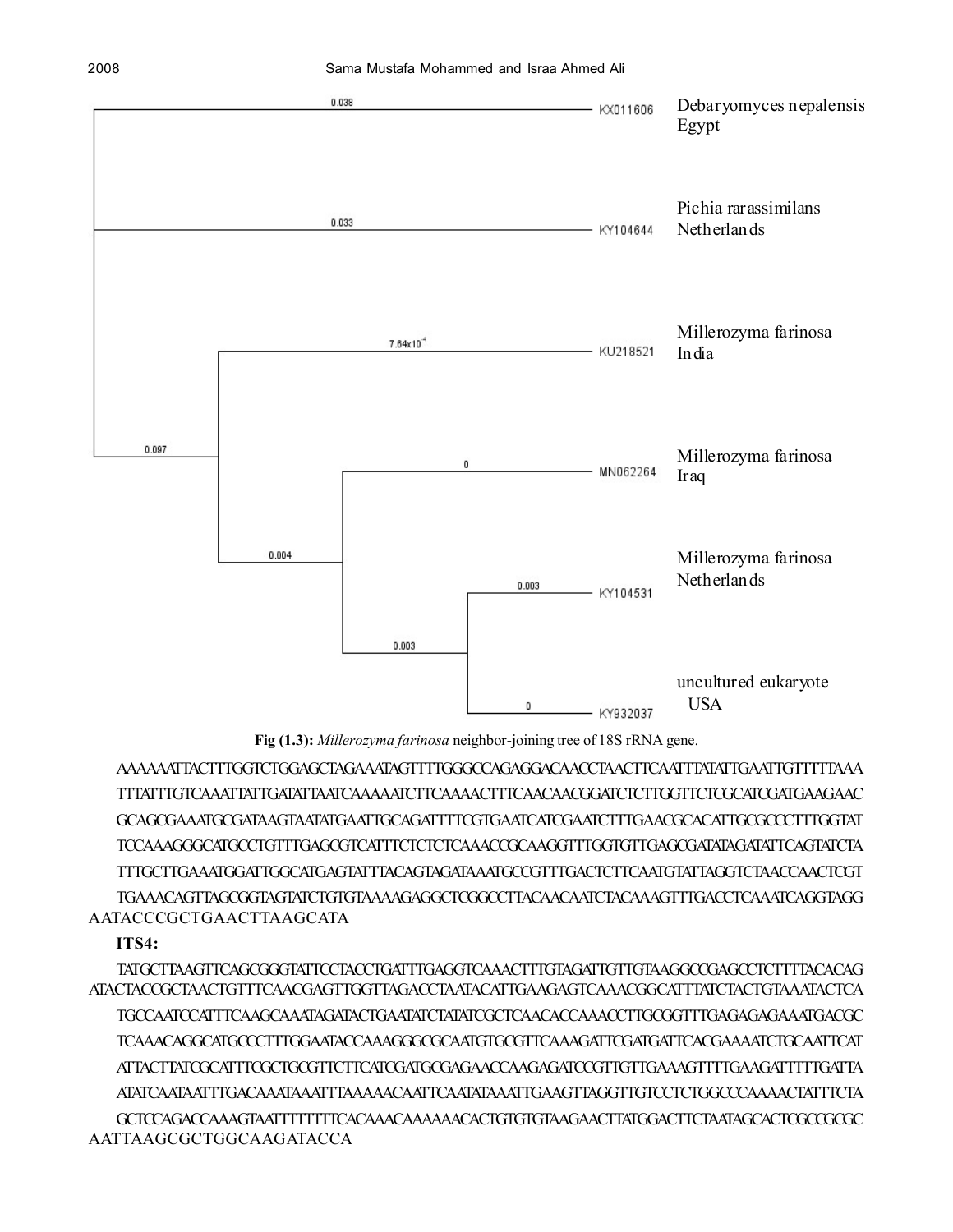Fig (1.3): *Millerozyma farinosa* neighbor-joining tree of 18S rRNA gene.

AAAAAATTACTTTGGTCTGGAGCTAGAAATAGTTTGGGCCAGAGGACAACCTAACTTCAATTTATATTGAATTGTTTTTAAA TTTATTTGTCAAATTATTGATATTAATCAAAAATCTTCAAAACTTTCAACAACGGATCTCTTGGTTCTCGCATCGATGAAGAAC GCAGCGAAATGCGATAAGTAATATGAATTGCAGATTTTCGTGAATCATCGAATCTTTGAACGCACATTGCGCCCTTTGGTAT TCCAAAGGGCATGCCTGTTTGAGCGTCATTTCTCTCTCAAACCGCAAGGTTTGGTGTTGAGCGATATAGATATTCAGTATCTA TTTGCTTGAAATGGATTGGCATGAGTATTTACAGTAGATAAATGCCGTTTGACTCTTCAATGTATTAGGTCTAACCAACTCGT TGAAACAGTTAGCGGTAGTATCTGTGTAAAAGAGGCTCGGCCTTACAACAATCTACAAAGTTTGACCTCAAATCAGGTAGG AATACCCGCTGAACTTAAGCATA

**ITS4:**

TATGCTTAAGTTCAGCGGGTATTCCTACCTGATTTGAGGTCAAACTTTGTAGATTGTTGTAAGGCCGAGCCTCTTTTACACAG ATACTACCGCTAACTGTTTCAACGAGTTGGTTAGACCTAATACATTGAAGAGTCAAACGGCATTTATCTACTGTAAATACTCA TGCCAATCCATTTCAAGCAAATAGATACTGAATATCTATATCGCTCAACACCAAACCTTGCGGTTTGAGAGAGAAATGACGC TCAAACAGGCATGCCCTTTGGAATACCAAAGGGCGCAATGTGCGTTCAAAGATTCGATGATTCACGAAAATCTGCAATTCAT ATTACTTATCGCATTTCGCTGCGTTCTTCATCGATGCGAGAACCAAGAGATCCGTTGTTGAAAGTTTTGAAGATTTTTGATTA ATATCAATAATTTGACAAATAAATTTAAAAACAATTCAATATAAATTGAAGTTAGGTTGTCCTCTGGCCCAAAACTATTTCTA GCTCCAGACCAAAGTAATTTTTTTTCACAAACAAAAAACACTGTGTGTAAGAACTTATGGACTTCTAATAGCACTCGCCGCGC AATTAAGCGCTGGCAAGATACCA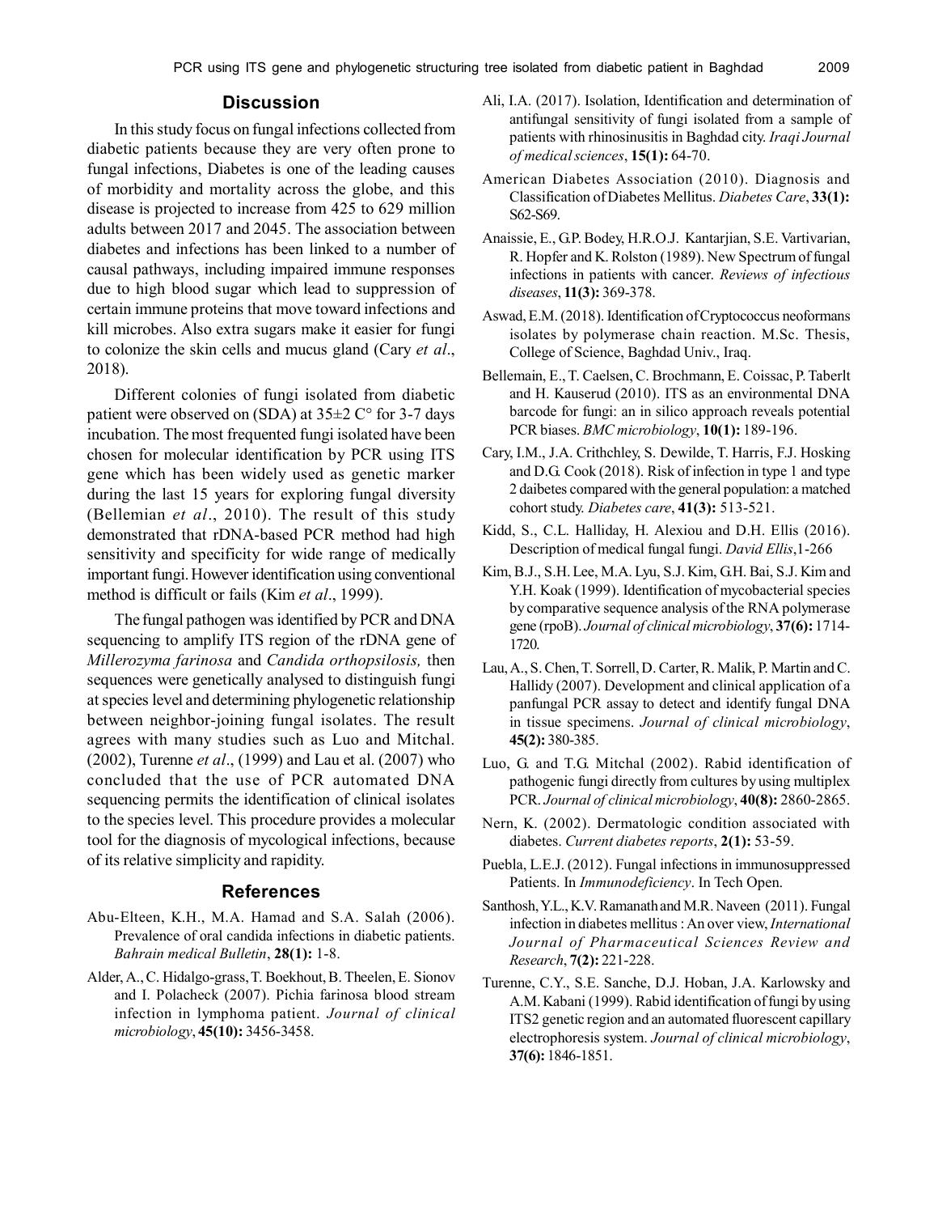## Discussion

In this study focus on fungal infections collected from diabetic patients because they are very often prone to fungal infections, Diabetes is one of the leading causes of morbidity and mortality across the globe, and this disease is projected to increase from 425 to 629 million adults between 2017 and 2045. The association between diabetes and infections has been linked to a number of causal pathways, including impaired immune responses due to high blood sugar which lead to suppression of certain immune proteins that move toward infections and kill microbes. Also extra sugars make it easier for fungi to colonize the skin cells and mucus gland (Cary *et al*., 2018).

Different colonies of fungi isolated from diabetic patient were observed on (SDA) at 35±2 C° for 3-7 days incubation. The most frequented fungi isolated have been chosen for molecular identification by PCR using ITS gene which has been widely used as genetic marker during the last 15 years for exploring fungal diversity (Bellemian *et al*., 2010). The result of this study demonstrated that rDNA-based PCR method had high sensitivity and specificity for wide range of medically important fungi. However identification using conventional method is difficult or fails (Kim *et al*., 1999).

The fungal pathogen was identified by PCR and DNA sequencing to amplify ITS region of the rDNA gene of *Millerozyma farinosa* and *Candida orthopsilosis,* then sequences were genetically analysed to distinguish fungi at species level and determining phylogenetic relationship between neighbor-joining fungal isolates. The result agrees with many studies such as Luo and Mitchal. (2002), Turenne *et al*., (1999) and Lau et al. (2007) who concluded that the use of PCR automated DNA sequencing permits the identification of clinical isolates to the species level. This procedure provides a molecular tool for the diagnosis of mycological infections, because of its relative simplicity and rapidity.

## References

Abu-Elteen, K.H., M.A. Hamad and S.A. Salah (2006). Prevalence of oral candida infections in diabetic patients. *Bahrain medical Bulletin*, **28(1):** 1-8.

Alder, A., C. Hidalgo-grass, T. Boekhout, B. Theelen, E. Sionov and I. Polacheck (2007). Pichia farinosa blood stream infection in lymphoma patient. *Journal of clinical microbiology*, **45(10):** 3456-3458.

Ali, I.A. (2017). Isolation, Identification and determination of antifungal sensitivity of fungi isolated from a sample of patients with rhinosinusitis in Baghdad city. *Iraqi Journal of medical sciences*, **15(1):** 64-70.

American Diabetes Association (2010). Diagnosis and Classification of Diabetes Mellitus. *Diabetes Care*, **33(1):** S62-S69.

Anaissie, E., G.P. Bodey, H.R.O.J. Kantarjian, S.E. Vartivarian, R. Hopfer and K. Rolston (1989). New Spectrum of fungal infections in patients with cancer. *Reviews of infectious diseases*, **11(3):** 369-378.

Aswad, E.M. (2018). Identification of Cryptococcus neoformans isolates by polymerase chain reaction. M.Sc. Thesis, College of Science, Baghdad Univ., Iraq.

Bellemain, E., T. Caelsen, C. Brochmann, E. Coissac, P. Taberlt and H. Kauserud (2010). ITS as an environmental DNA barcode for fungi: an in silico approach reveals potential PCR biases. *BMC microbiology*, **10(1):** 189-196.

Cary, I.M., J.A. Crithchley, S. Dewilde, T. Harris, F.J. Hosking and D.G. Cook (2018). Risk of infection in type 1 and type 2 daibetes compared with the general population: a matched cohort study. *Diabetes care*, **41(3):** 513-521.

Kidd, S., C.L. Halliday, H. Alexiou and D.H. Ellis (2016). Description of medical fungal fungi. *David Ellis*,1-266

Kim, B.J., S.H. Lee, M.A. Lyu, S.J. Kim, G.H. Bai, S.J. Kim and Y.H. Koak (1999). Identification of mycobacterial species by comparative sequence analysis of the RNA polymerase gene (rpoB). *Journal of clinical microbiology*, **37(6):** 1714-1720.

Lau, A., S. Chen, T. Sorrell, D. Carter, R. Malik, P. Martin and C. Hallidy (2007). Development and clinical application of a panfungal PCR assay to detect and identify fungal DNA in tissue specimens. *Journal of clinical microbiology*, **45(2):** 380-385.

Luo, G. and T.G. Mitchal (2002). Rabid identification of pathogenic fungi directly from cultures by using multiplex PCR. *Journal of clinical microbiology*, **40(8):** 2860-2865.

Nern, K. (2002). Dermatologic condition associated with diabetes. *Current diabetes reports*, **2(1):** 53-59.

Puebla, L.E.J. (2012). Fungal infections in immunosuppressed Patients. In *Immunodeficiency*. In Tech Open.

Santhosh, Y.L., K.V. Ramanath and M.R. Naveen (2011). Fungal infection in diabetes mellitus : An over view, *International Journal of Pharmaceutical Sciences Review and Research*, **7(2):** 221-228.

Turenne, C.Y., S.E. Sanche, D.J. Hoban, J.A. Karlowsky and A.M. Kabani (1999). Rabid identification of fungi by using ITS2 genetic region and an automated fluorescent capillary electrophoresis system. *Journal of clinical microbiology*, **37(6):** 1846-1851.